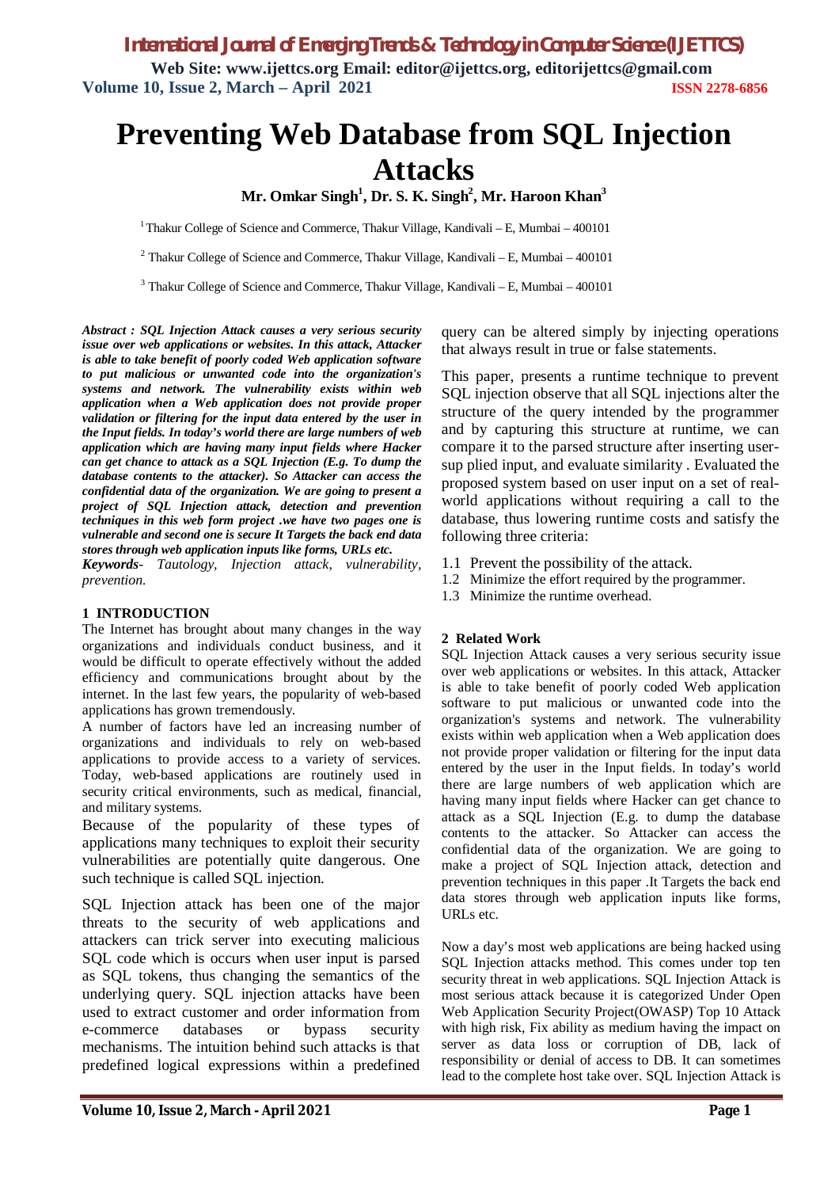# Preventing Web Database from SQL Injection Attacks

**Mr. Omkar Singh[1], Dr. S. K. Singh[2], Mr. Haroon Khan[3]**

[1] Thakur College of Science and Commerce, Thakur Village, Kandivali – E, Mumbai – 400101

[2] Thakur College of Science and Commerce, Thakur Village, Kandivali – E, Mumbai – 400101

[3] Thakur College of Science and Commerce, Thakur Village, Kandivali – E, Mumbai – 400101

***Abstract : SQL Injection Attack causes a very serious security issue over web applications or websites. In this attack, Attacker is able to take benefit of poorly coded Web application software to put malicious or unwanted code into the organization's systems and network. The vulnerability exists within web application when a Web application does not provide proper validation or filtering for the input data entered by the user in the Input fields. In today's world there are large numbers of web application which are having many input fields where Hacker can get chance to attack as a SQL Injection (E.g. To dump the database contents to the attacker). So Attacker can access the confidential data of the organization. We are going to present a project of SQL Injection attack, detection and prevention techniques in this web form project .we have two pages one is vulnerable and second one is secure It Targets the back end data stores through web application inputs like forms, URLs etc.***

***Keywords-*** *Tautology, Injection attack, vulnerability, prevention.*

## 1 INTRODUCTION

The Internet has brought about many changes in the way organizations and individuals conduct business, and it would be difficult to operate effectively without the added efficiency and communications brought about by the internet. In the last few years, the popularity of web-based applications has grown tremendously.

A number of factors have led an increasing number of organizations and individuals to rely on web-based applications to provide access to a variety of services. Today, web-based applications are routinely used in security critical environments, such as medical, financial, and military systems.

Because of the popularity of these types of applications many techniques to exploit their security vulnerabilities are potentially quite dangerous. One such technique is called SQL injection.

SQL Injection attack has been one of the major threats to the security of web applications and attackers can trick server into executing malicious SQL code which is occurs when user input is parsed as SQL tokens, thus changing the semantics of the underlying query. SQL injection attacks have been used to extract customer and order information from e-commerce databases or bypass security mechanisms. The intuition behind such attacks is that predefined logical expressions within a predefined query can be altered simply by injecting operations that always result in true or false statements.

This paper, presents a runtime technique to prevent SQL injection observe that all SQL injections alter the structure of the query intended by the programmer and by capturing this structure at runtime, we can compare it to the parsed structure after inserting user-sup plied input, and evaluate similarity . Evaluated the proposed system based on user input on a set of real-world applications without requiring a call to the database, thus lowering runtime costs and satisfy the following three criteria:

1.1 Prevent the possibility of the attack.
1.2 Minimize the effort required by the programmer.
1.3 Minimize the runtime overhead.

## 2 Related Work

SQL Injection Attack causes a very serious security issue over web applications or websites. In this attack, Attacker is able to take benefit of poorly coded Web application software to put malicious or unwanted code into the organization's systems and network. The vulnerability exists within web application when a Web application does not provide proper validation or filtering for the input data entered by the user in the Input fields. In today's world there are large numbers of web application which are having many input fields where Hacker can get chance to attack as a SQL Injection (E.g. to dump the database contents to the attacker. So Attacker can access the confidential data of the organization. We are going to make a project of SQL Injection attack, detection and prevention techniques in this paper .It Targets the back end data stores through web application inputs like forms, URLs etc.

Now a day's most web applications are being hacked using SQL Injection attacks method. This comes under top ten security threat in web applications. SQL Injection Attack is most serious attack because it is categorized Under Open Web Application Security Project(OWASP) Top 10 Attack with high risk, Fix ability as medium having the impact on server as data loss or corruption of DB, lack of responsibility or denial of access to DB. It can sometimes lead to the complete host take over. SQL Injection Attack is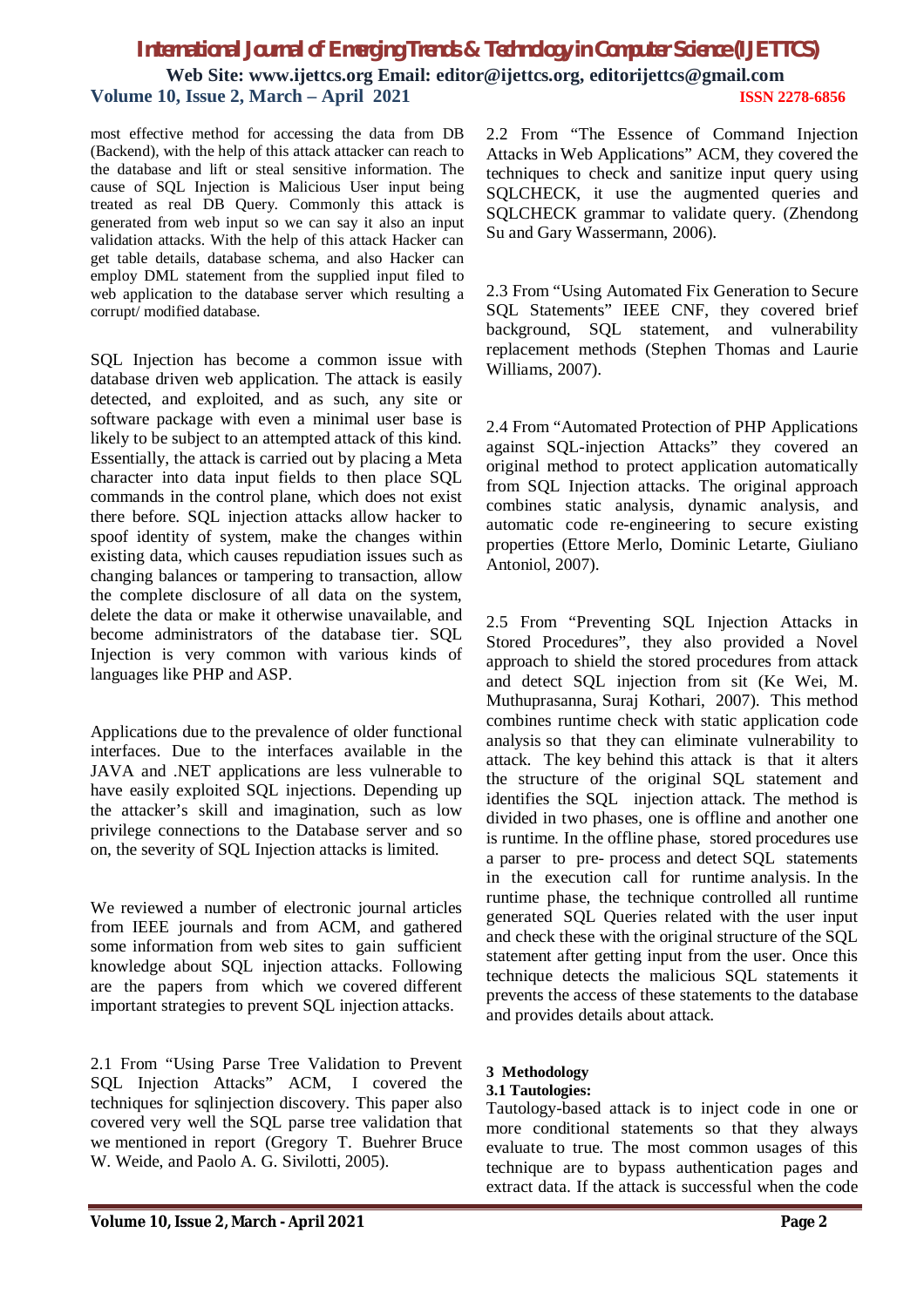most effective method for accessing the data from DB (Backend), with the help of this attack attacker can reach to the database and lift or steal sensitive information. The cause of SQL Injection is Malicious User input being treated as real DB Query. Commonly this attack is generated from web input so we can say it also an input validation attacks. With the help of this attack Hacker can get table details, database schema, and also Hacker can employ DML statement from the supplied input filed to web application to the database server which resulting a corrupt/ modified database.

SQL Injection has become a common issue with database driven web application. The attack is easily detected, and exploited, and as such, any site or software package with even a minimal user base is likely to be subject to an attempted attack of this kind. Essentially, the attack is carried out by placing a Meta character into data input fields to then place SQL commands in the control plane, which does not exist there before. SQL injection attacks allow hacker to spoof identity of system, make the changes within existing data, which causes repudiation issues such as changing balances or tampering to transaction, allow the complete disclosure of all data on the system, delete the data or make it otherwise unavailable, and become administrators of the database tier. SQL Injection is very common with various kinds of languages like PHP and ASP.

Applications due to the prevalence of older functional interfaces. Due to the interfaces available in the JAVA and .NET applications are less vulnerable to have easily exploited SQL injections. Depending up the attacker's skill and imagination, such as low privilege connections to the Database server and so on, the severity of SQL Injection attacks is limited.

We reviewed a number of electronic journal articles from IEEE journals and from ACM, and gathered some information from web sites to gain sufficient knowledge about SQL injection attacks. Following are the papers from which we covered different important strategies to prevent SQL injection attacks.

2.1 From "Using Parse Tree Validation to Prevent SQL Injection Attacks" ACM, I covered the techniques for sqlinjection discovery. This paper also covered very well the SQL parse tree validation that we mentioned in report (Gregory T. Buehrer Bruce W. Weide, and Paolo A. G. Sivilotti, 2005).

2.2 From "The Essence of Command Injection Attacks in Web Applications" ACM, they covered the techniques to check and sanitize input query using SQLCHECK, it use the augmented queries and SQLCHECK grammar to validate query. (Zhendong Su and Gary Wassermann, 2006).

2.3 From "Using Automated Fix Generation to Secure SQL Statements" IEEE CNF, they covered brief background, SQL statement, and vulnerability replacement methods (Stephen Thomas and Laurie Williams, 2007).

2.4 From "Automated Protection of PHP Applications against SQL-injection Attacks" they covered an original method to protect application automatically from SQL Injection attacks. The original approach combines static analysis, dynamic analysis, and automatic code re-engineering to secure existing properties (Ettore Merlo, Dominic Letarte, Giuliano Antoniol, 2007).

2.5 From "Preventing SQL Injection Attacks in Stored Procedures", they also provided a Novel approach to shield the stored procedures from attack and detect SQL injection from sit (Ke Wei, M. Muthuprasanna, Suraj Kothari, 2007). This method combines runtime check with static application code analysis so that they can eliminate vulnerability to attack. The key behind this is that it alters the structure of the original SQL statement and identifies the SQL injection attack. The method is divided in two phases, one is offline and another one is runtime. In the offline phase, stored procedures use a parser to pre- process and detect SQL statements in the execution call for runtime analysis. In the runtime phase, the technique controlled all runtime generated SQL Queries related with the user input and check these with the original structure of the SQL statement after getting input from the user. Once this technique detects the malicious SQL statements it prevents the access of these statements to the database and provides details about attack.

## 3 Methodology

### 3.1 Tautologies:

Tautology-based attack is to inject code in one or more conditional statements so that they always evaluate to true. The most common usages of this technique are to bypass authentication pages and extract data. If the attack is successful when the code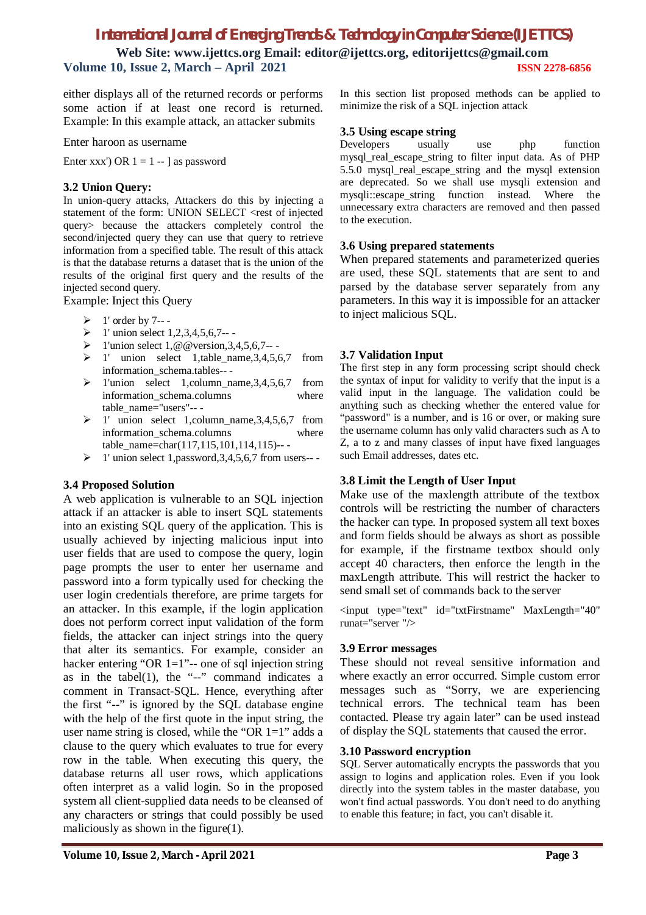either displays all of the returned records or performs some action if at least one record is returned. Example: In this example attack, an attacker submits

Enter haroon as username

Enter xxx') OR 1 = 1 -- ] as password

### 3.2 Union Query:

In union-query attacks, Attackers do this by injecting a statement of the form: UNION SELECT <rest of injected query> because the attackers completely control the second/injected query they can use that query to retrieve information from a specified table. The result of this attack is that the database returns a dataset that is the union of the results of the original first query and the results of the injected second query.

Example: Inject this Query

- 1' order by 7-- -
- 1' union select 1,2,3,4,5,6,7-- -
- 1'union select 1,@@version,3,4,5,6,7-- -
- 1' union select 1,table_name,3,4,5,6,7 from information_schema.tables-- -
- 1'union select 1,column_name,3,4,5,6,7 from information_schema.columns where table_name="users"-- -
- 1' union select 1,column_name,3,4,5,6,7 from information_schema.columns where table_name=char(117,115,101,114,115)-- -
- 1' union select 1,password,3,4,5,6,7 from users-- -

### 3.4 Proposed Solution

A web application is vulnerable to an SQL injection attack if an attacker is able to insert SQL statements into an existing SQL query of the application. This is usually achieved by injecting malicious input into user fields that are used to compose the query, login page prompts the user to enter her username and password into a form typically used for checking the user login credentials therefore, are prime targets for an attacker. In this example, if the login application does not perform correct input validation of the form fields, the attacker can inject strings into the query that alter its semantics. For example, consider an hacker entering "OR 1=1"-- one of sql injection string as in the tabel(1), the "--" command indicates a comment in Transact-SQL. Hence, everything after the first "--" is ignored by the SQL database engine with the help of the first quote in the input string, the user name string is closed, while the "OR 1=1" adds a clause to the query which evaluates to true for every row in the table. When executing this query, the database returns all user rows, which applications often interpret as a valid login. So in the proposed system all client-supplied data needs to be cleansed of any characters or strings that could possibly be used maliciously as shown in the figure(1).

In this section list proposed methods can be applied to minimize the risk of a SQL injection attack

### 3.5 Using escape string

Developers usually use php function mysql_real_escape_string to filter input data. As of PHP 5.5.0 mysql_real_escape_string and the mysql extension are deprecated. So we shall use mysqli extension and mysqli::escape_string function instead. Where the unnecessary extra characters are removed and then passed to the execution.

### 3.6 Using prepared statements

When prepared statements and parameterized queries are used, these SQL statements that are sent to and parsed by the database server separately from any parameters. In this way it is impossible for an attacker to inject malicious SQL.

### 3.7 Validation Input

The first step in any form processing script should check the syntax of input for validity to verify that the input is a valid input in the language. The validation could be anything such as checking whether the entered value for "password" is a number, and is 16 or over, or making sure the username column has only valid characters such as A to Z, a to z and many classes of input have fixed languages such Email addresses, dates etc.

### 3.8 Limit the Length of User Input

Make use of the maxlength attribute of the textbox controls will be restricting the number of characters the hacker can type. In proposed system all text boxes and form fields should be always as short as possible for example, if the firstname textbox should only accept 40 characters, then enforce the length in the maxLength attribute. This will restrict the hacker to send small set of commands back to the server

```
<input type="text" id="txtFirstname" MaxLength="40" runat="server "/>
```

### 3.9 Error messages

These should not reveal sensitive information and where exactly an error occurred. Simple custom error messages such as "Sorry, we are experiencing technical errors. The technical team has been contacted. Please try again later" can be used instead of display the SQL statements that caused the error.

### 3.10 Password encryption

SQL Server automatically encrypts the passwords that you assign to logins and application roles. Even if you look directly into the system tables in the master database, you won't find actual passwords. You don't need to do anything to enable this feature; in fact, you can't disable it.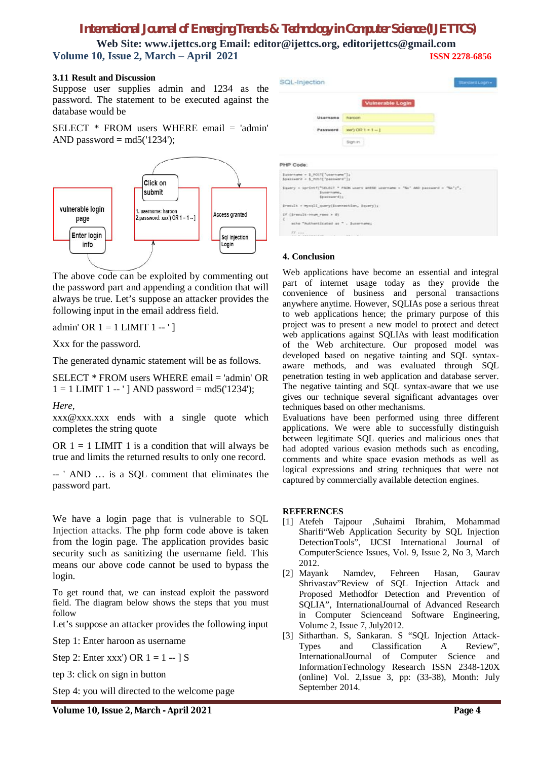### 3.11 Result and Discussion

Suppose user supplies admin and 1234 as the password. The statement to be executed against the database would be

SELECT * FROM users WHERE email = 'admin' AND password = md5('1234');

The above code can be exploited by commenting out the password part and appending a condition that will always be true. Let's suppose an attacker provides the following input in the email address field.

admin' OR 1 = 1 LIMIT 1 -- ' ]

Xxx for the password.

The generated dynamic statement will be as follows.

SELECT * FROM users WHERE email = 'admin' OR 1 = 1 LIMIT 1 -- ' ] AND password = md5('1234');

*Here,*

xxx@xxx.xxx ends with a single quote which completes the string quote

OR 1 = 1 LIMIT 1 is a condition that will always be true and limits the returned results to only one record.

-- ' AND … is a SQL comment that eliminates the password part.

We have a login page that is vulnerable to SQL Injection attacks. The php form code above is taken from the login page. The application provides basic security such as sanitizing the username field. This means our above code cannot be used to bypass the login.

To get round that, we can instead exploit the password field. The diagram below shows the steps that you must follow

Let's suppose an attacker provides the following input

Step 1: Enter haroon as username

Step 2: Enter xxx') OR 1 = 1 -- ] S

tep 3: click on sign in button

Step 4: you will directed to the welcome page

## 4. Conclusion

Web applications have become an essential and integral part of internet usage today as they provide the convenience of business and personal transactions anywhere anytime. However, SQLIAs pose a serious threat to web applications hence; the primary purpose of this project was to present a new model to protect and detect web applications against SQLIAs with least modification of the Web architecture. Our proposed model was developed based on negative tainting and SQL syntax-aware methods, and was evaluated through SQL penetration testing in web application and database server. The negative tainting and SQL syntax-aware that we use gives our technique several significant advantages over techniques based on other mechanisms.

Evaluations have been performed using three different applications. We were able to successfully distinguish between legitimate SQL queries and malicious ones that had adopted various evasion methods such as encoding, comments and white space evasion methods as well as logical expressions and string techniques that were not captured by commercially available detection engines.

## REFERENCES

[1] Atefeh Tajpour ,Suhaimi Ibrahim, Mohammad Sharifi"Web Application Security by SQL Injection DetectionTools", IJCSI International Journal of ComputerScience Issues, Vol. 9, Issue 2, No 3, March 2012.

[2] Mayank Namdev, Fehreen Hasan, Gaurav Shrivastav"Review of SQL Injection Attack and Proposed Methodfor Detection and Prevention of SQLIA", InternationalJournal of Advanced Research in Computer Scienceand Software Engineering, Volume 2, Issue 7, July2012.

[3] Sitharthan. S, Sankaran. S "SQL Injection Attack-Types and Classification A Review", InternationalJournal of Computer Science and InformationTechnology Research ISSN 2348-120X (online) Vol. 2,Issue 3, pp: (33-38), Month: July September 2014.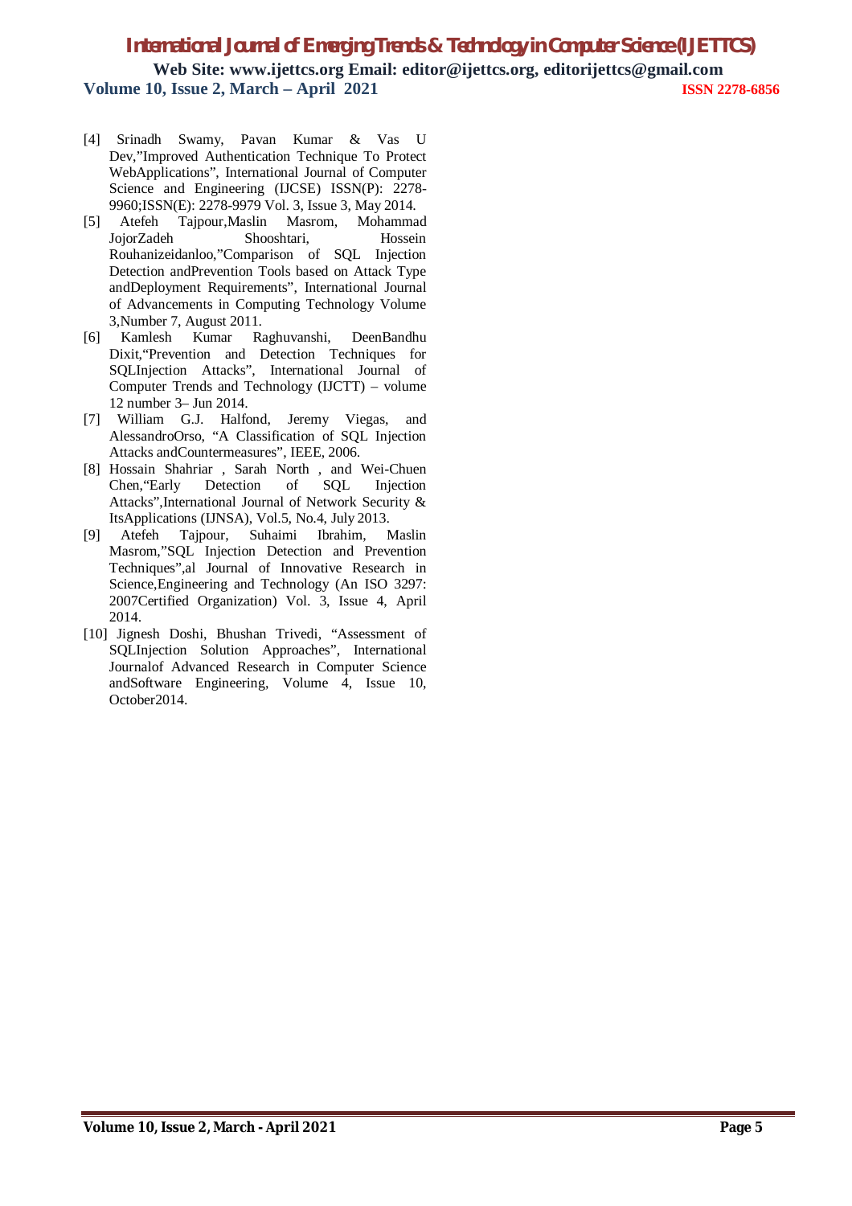[4] Srinadh Swamy, Pavan Kumar & Vas U Dev,"Improved Authentication Technique To Protect WebApplications", International Journal of Computer Science and Engineering (IJCSE) ISSN(P): 2278-9960;ISSN(E): 2278-9979 Vol. 3, Issue 3, May 2014.

[5] Atefeh Tajpour,Maslin Masrom, Mohammad JojorZadeh Shooshtari, Hossein Rouhanizeidanloo,"Comparison of SQL Injection Detection andPrevention Tools based on Attack Type andDeployment Requirements", International Journal of Advancements in Computing Technology Volume 3,Number 7, August 2011.

[6] Kamlesh Kumar Raghuvanshi, DeenBandhu Dixit,"Prevention and Detection Techniques for SQLInjection Attacks", International Journal of Computer Trends and Technology (IJCTT) – volume 12 number 3– Jun 2014.

[7] William G.J. Halfond, Jeremy Viegas, and AlessandroOrso, "A Classification of SQL Injection Attacks andCountermeasures", IEEE, 2006.

[8] Hossain Shahriar , Sarah North , and Wei-Chuen Chen,"Early Detection of SQL Injection Attacks",International Journal of Network Security & ItsApplications (IJNSA), Vol.5, No.4, July 2013.

[9] Atefeh Tajpour, Suhaimi Ibrahim, Maslin Masrom,"SQL Injection Detection and Prevention Techniques",al Journal of Innovative Research in Science,Engineering and Technology (An ISO 3297: 2007Certified Organization) Vol. 3, Issue 4, April 2014.

[10] Jignesh Doshi, Bhushan Trivedi, "Assessment of SQLInjection Solution Approaches", International Journalof Advanced Research in Computer Science andSoftware Engineering, Volume 4, Issue 10, October2014.